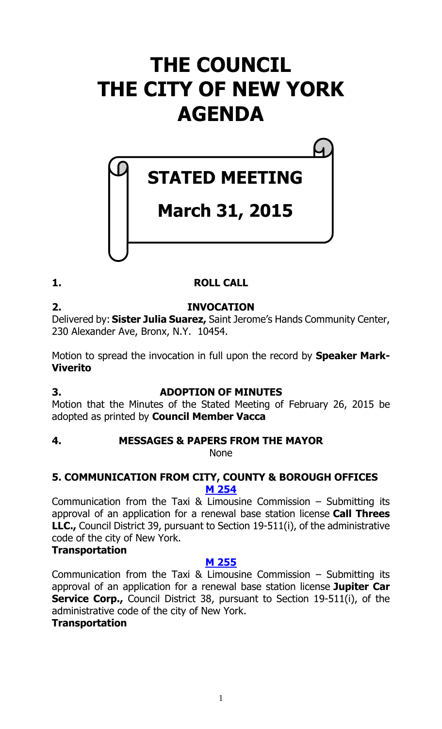# THE COUNCIL
# THE CITY OF NEW YORK
# AGENDA

## STATED MEETING

## March 31, 2015

### 1. ROLL CALL

### 2. INVOCATION

Delivered by: **Sister Julia Suarez,** Saint Jerome's Hands Community Center, 230 Alexander Ave, Bronx, N.Y. 10454.

Motion to spread the invocation in full upon the record by **Speaker Mark-Viverito**

### 3. ADOPTION OF MINUTES

Motion that the Minutes of the Stated Meeting of February 26, 2015 be adopted as printed by **Council Member Vacca**

### 4. MESSAGES & PAPERS FROM THE MAYOR

None

### 5. COMMUNICATION FROM CITY, COUNTY & BOROUGH OFFICES

**M 254**

Communication from the Taxi & Limousine Commission – Submitting its approval of an application for a renewal base station license **Call Threes LLC.,** Council District 39, pursuant to Section 19-511(i), of the administrative code of the city of New York.

**Transportation**

**M 255**

Communication from the Taxi & Limousine Commission – Submitting its approval of an application for a renewal base station license **Jupiter Car Service Corp.,** Council District 38, pursuant to Section 19-511(i), of the administrative code of the city of New York.

**Transportation**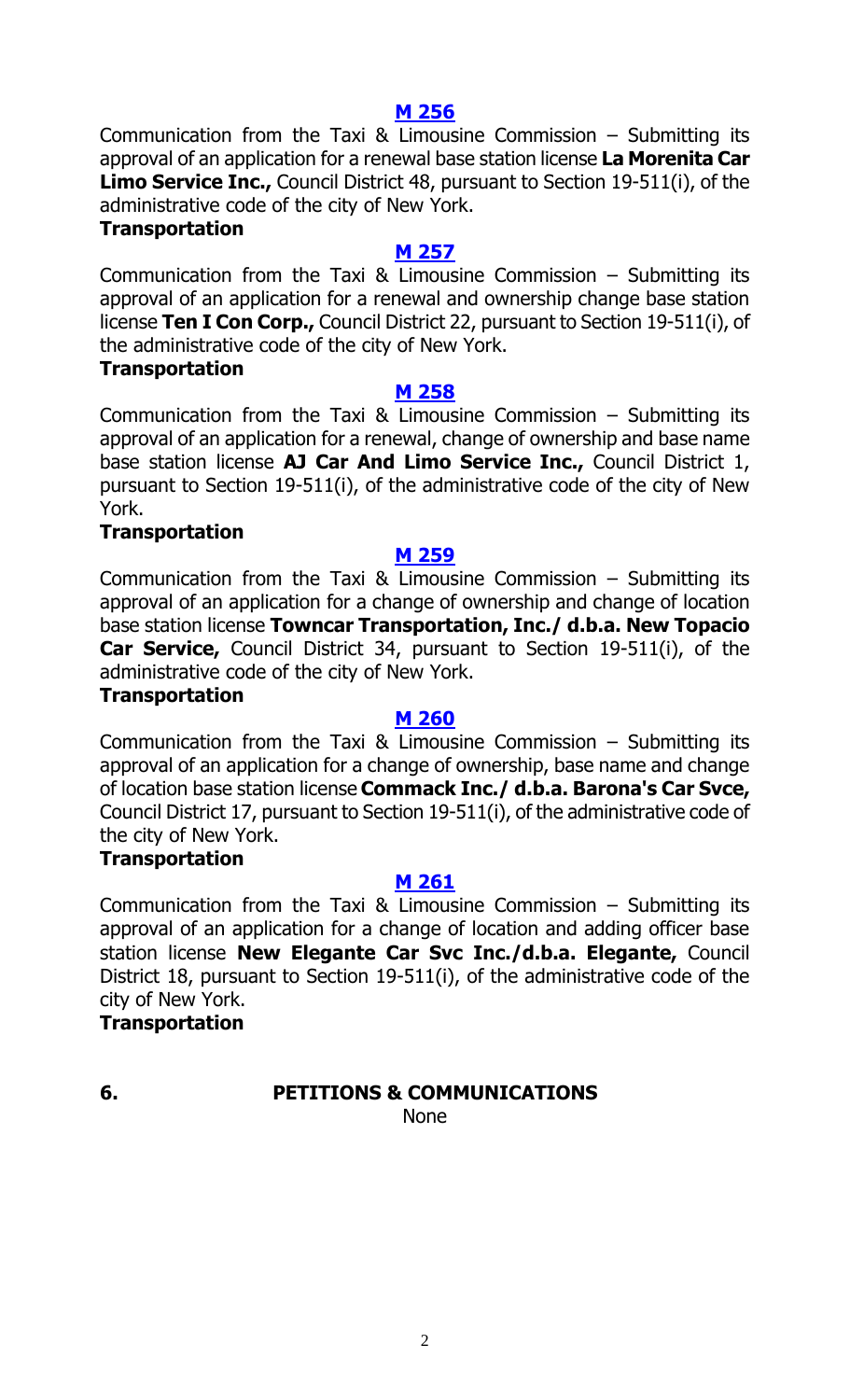**[M 256](#)**

Communication from the Taxi & Limousine Commission – Submitting its approval of an application for a renewal base station license **La Morenita Car Limo Service Inc.,** Council District 48, pursuant to Section 19-511(i), of the administrative code of the city of New York.

**Transportation**

**[M 257](#)**

Communication from the Taxi & Limousine Commission – Submitting its approval of an application for a renewal and ownership change base station license **Ten I Con Corp.,** Council District 22, pursuant to Section 19-511(i), of the administrative code of the city of New York.

**Transportation**

**[M 258](#)**

Communication from the Taxi & Limousine Commission – Submitting its approval of an application for a renewal, change of ownership and base name base station license **AJ Car And Limo Service Inc.,** Council District 1, pursuant to Section 19-511(i), of the administrative code of the city of New York.

**Transportation**

**[M 259](#)**

Communication from the Taxi & Limousine Commission – Submitting its approval of an application for a change of ownership and change of location base station license **Towncar Transportation, Inc./ d.b.a. New Topacio Car Service,** Council District 34, pursuant to Section 19-511(i), of the administrative code of the city of New York.

**Transportation**

**[M 260](#)**

Communication from the Taxi & Limousine Commission – Submitting its approval of an application for a change of ownership, base name and change of location base station license **Commack Inc./ d.b.a. Barona's Car Svce,** Council District 17, pursuant to Section 19-511(i), of the administrative code of the city of New York.

**Transportation**

**[M 261](#)**

Communication from the Taxi & Limousine Commission – Submitting its approval of an application for a change of location and adding officer base station license **New Elegante Car Svc Inc./d.b.a. Elegante,** Council District 18, pursuant to Section 19-511(i), of the administrative code of the city of New York.

**Transportation**

## 6. PETITIONS & COMMUNICATIONS

None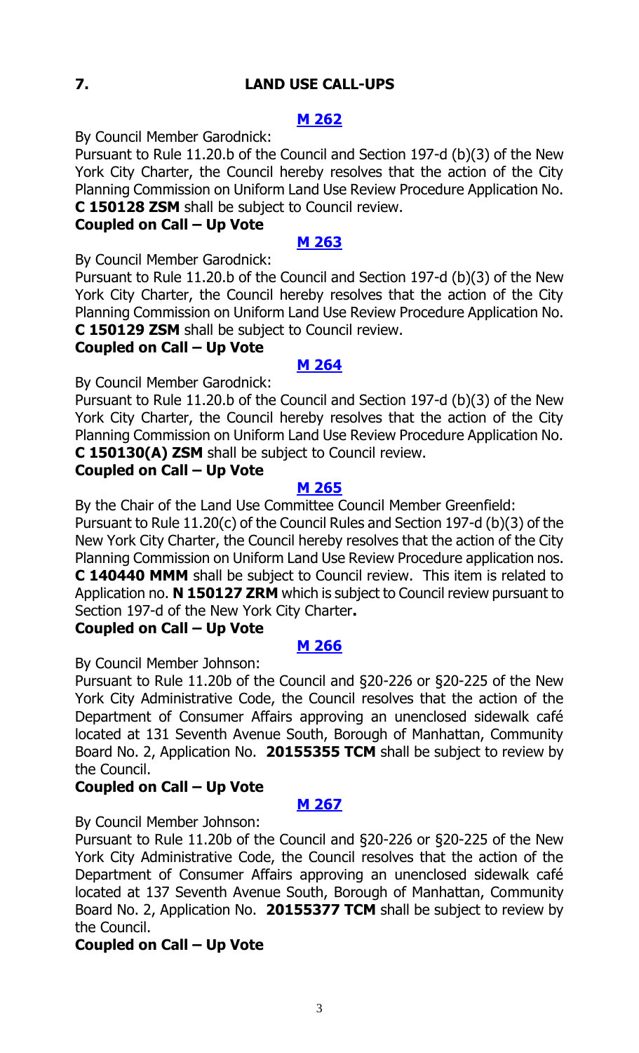## 7. LAND USE CALL-UPS

### [M 262]

By Council Member Garodnick:

Pursuant to Rule 11.20.b of the Council and Section 197-d (b)(3) of the New York City Charter, the Council hereby resolves that the action of the City Planning Commission on Uniform Land Use Review Procedure Application No. **C 150128 ZSM** shall be subject to Council review.

**Coupled on Call – Up Vote**

### [M 263]

By Council Member Garodnick:

Pursuant to Rule 11.20.b of the Council and Section 197-d (b)(3) of the New York City Charter, the Council hereby resolves that the action of the City Planning Commission on Uniform Land Use Review Procedure Application No. **C 150129 ZSM** shall be subject to Council review.

**Coupled on Call – Up Vote**

### [M 264]

By Council Member Garodnick:

Pursuant to Rule 11.20.b of the Council and Section 197-d (b)(3) of the New York City Charter, the Council hereby resolves that the action of the City Planning Commission on Uniform Land Use Review Procedure Application No. **C 150130(A) ZSM** shall be subject to Council review.

**Coupled on Call – Up Vote**

### [M 265]

By the Chair of the Land Use Committee Council Member Greenfield:

Pursuant to Rule 11.20(c) of the Council Rules and Section 197-d (b)(3) of the New York City Charter, the Council hereby resolves that the action of the City Planning Commission on Uniform Land Use Review Procedure application nos. **C 140440 MMM** shall be subject to Council review. This item is related to Application no. **N 150127 ZRM** which is subject to Council review pursuant to Section 197-d of the New York City Charter**.**

**Coupled on Call – Up Vote**

### [M 266]

By Council Member Johnson:

Pursuant to Rule 11.20b of the Council and §20-226 or §20-225 of the New York City Administrative Code, the Council resolves that the action of the Department of Consumer Affairs approving an unenclosed sidewalk café located at 131 Seventh Avenue South, Borough of Manhattan, Community Board No. 2, Application No. **20155355 TCM** shall be subject to review by the Council.

**Coupled on Call – Up Vote**

### [M 267]

By Council Member Johnson:

Pursuant to Rule 11.20b of the Council and §20-226 or §20-225 of the New York City Administrative Code, the Council resolves that the action of the Department of Consumer Affairs approving an unenclosed sidewalk café located at 137 Seventh Avenue South, Borough of Manhattan, Community Board No. 2, Application No. **20155377 TCM** shall be subject to review by the Council.

**Coupled on Call – Up Vote**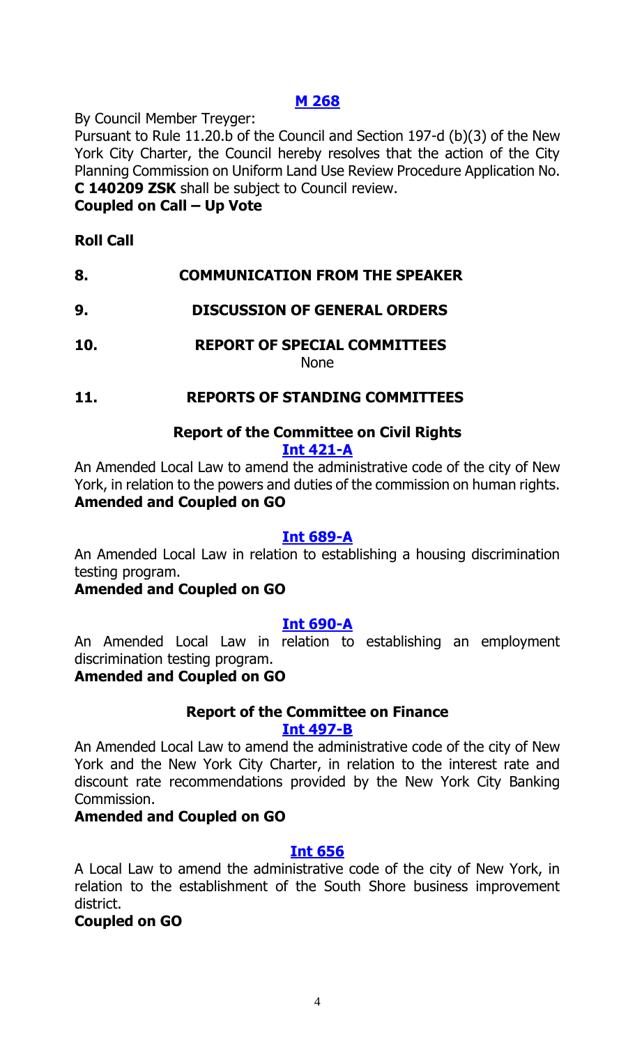**M 268**

By Council Member Treyger:

Pursuant to Rule 11.20.b of the Council and Section 197-d (b)(3) of the New York City Charter, the Council hereby resolves that the action of the City Planning Commission on Uniform Land Use Review Procedure Application No. **C 140209 ZSK** shall be subject to Council review.

**Coupled on Call – Up Vote**

**Roll Call**

## 8. COMMUNICATION FROM THE SPEAKER

## 9. DISCUSSION OF GENERAL ORDERS

## 10. REPORT OF SPECIAL COMMITTEES

None

## 11. REPORTS OF STANDING COMMITTEES

### Report of the Committee on Civil Rights

**Int 421-A**

An Amended Local Law to amend the administrative code of the city of New York, in relation to the powers and duties of the commission on human rights.

**Amended and Coupled on GO**

**Int 689-A**

An Amended Local Law in relation to establishing a housing discrimination testing program.

**Amended and Coupled on GO**

**Int 690-A**

An Amended Local Law in relation to establishing an employment discrimination testing program.

**Amended and Coupled on GO**

### Report of the Committee on Finance

**Int 497-B**

An Amended Local Law to amend the administrative code of the city of New York and the New York City Charter, in relation to the interest rate and discount rate recommendations provided by the New York City Banking Commission.

**Amended and Coupled on GO**

**Int 656**

A Local Law to amend the administrative code of the city of New York, in relation to the establishment of the South Shore business improvement district.

**Coupled on GO**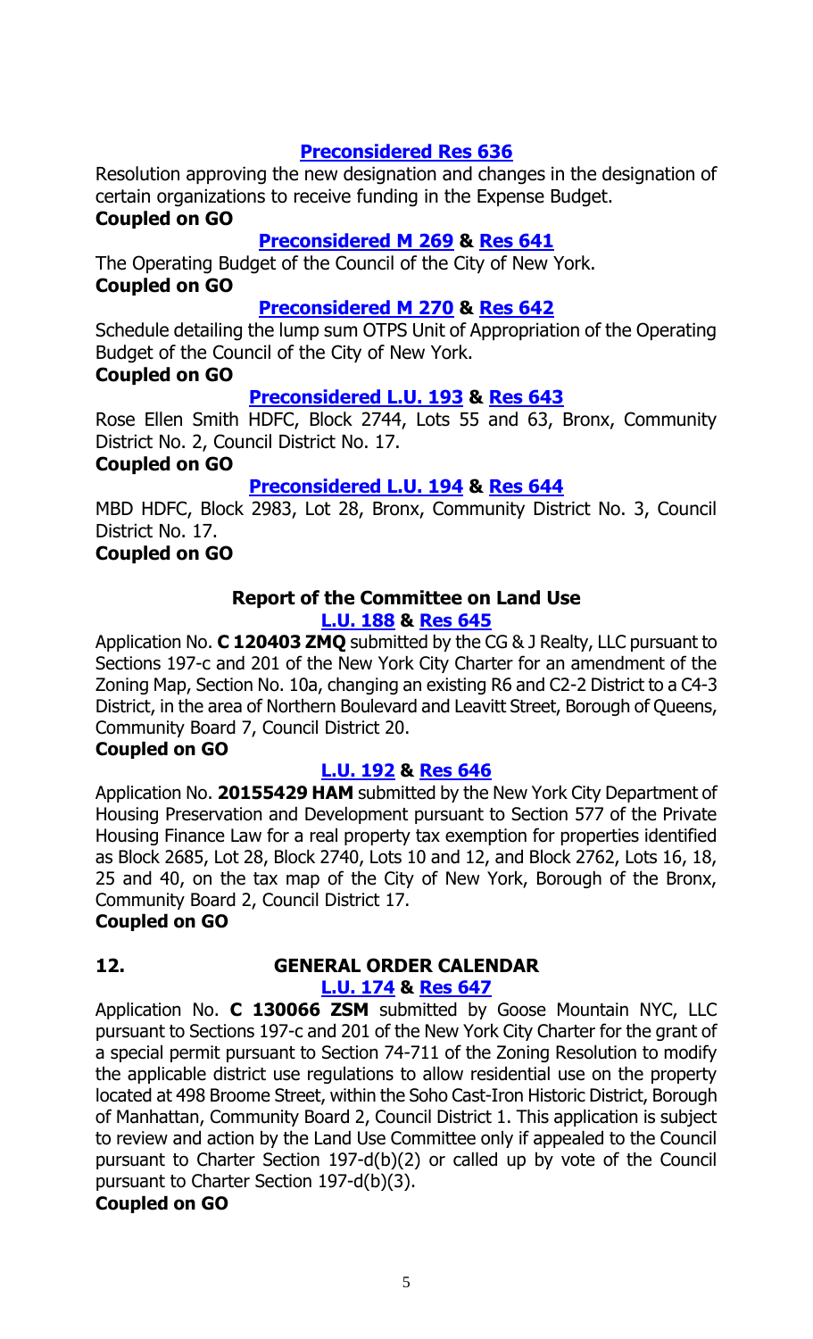**Preconsidered Res 636**

Resolution approving the new designation and changes in the designation of certain organizations to receive funding in the Expense Budget.

**Coupled on GO**

**Preconsidered M 269 & Res 641**

The Operating Budget of the Council of the City of New York.

**Coupled on GO**

**Preconsidered M 270 & Res 642**

Schedule detailing the lump sum OTPS Unit of Appropriation of the Operating Budget of the Council of the City of New York.

**Coupled on GO**

**Preconsidered L.U. 193 & Res 643**

Rose Ellen Smith HDFC, Block 2744, Lots 55 and 63, Bronx, Community District No. 2, Council District No. 17.

**Coupled on GO**

**Preconsidered L.U. 194 & Res 644**

MBD HDFC, Block 2983, Lot 28, Bronx, Community District No. 3, Council District No. 17.

**Coupled on GO**

### Report of the Committee on Land Use

**L.U. 188 & Res 645**

Application No. **C 120403 ZMQ** submitted by the CG & J Realty, LLC pursuant to Sections 197-c and 201 of the New York City Charter for an amendment of the Zoning Map, Section No. 10a, changing an existing R6 and C2-2 District to a C4-3 District, in the area of Northern Boulevard and Leavitt Street, Borough of Queens, Community Board 7, Council District 20.

**Coupled on GO**

**L.U. 192 & Res 646**

Application No. **20155429 HAM** submitted by the New York City Department of Housing Preservation and Development pursuant to Section 577 of the Private Housing Finance Law for a real property tax exemption for properties identified as Block 2685, Lot 28, Block 2740, Lots 10 and 12, and Block 2762, Lots 16, 18, 25 and 40, on the tax map of the City of New York, Borough of the Bronx, Community Board 2, Council District 17.

**Coupled on GO**

## 12. GENERAL ORDER CALENDAR

**L.U. 174 & Res 647**

Application No. **C 130066 ZSM** submitted by Goose Mountain NYC, LLC pursuant to Sections 197-c and 201 of the New York City Charter for the grant of a special permit pursuant to Section 74-711 of the Zoning Resolution to modify the applicable district use regulations to allow residential use on the property located at 498 Broome Street, within the Soho Cast-Iron Historic District, Borough of Manhattan, Community Board 2, Council District 1. This application is subject to review and action by the Land Use Committee only if appealed to the Council pursuant to Charter Section 197-d(b)(2) or called up by vote of the Council pursuant to Charter Section 197-d(b)(3).

**Coupled on GO**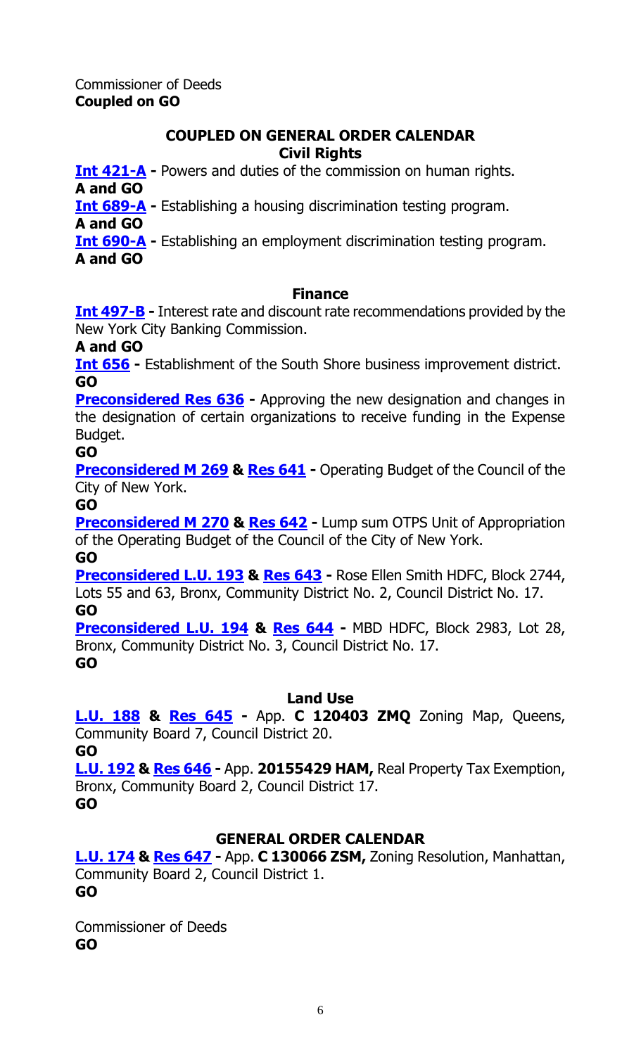Commissioner of Deeds
**Coupled on GO**

## COUPLED ON GENERAL ORDER CALENDAR

### Civil Rights

**Int 421-A -** Powers and duties of the commission on human rights.
**A and GO**

**Int 689-A -** Establishing a housing discrimination testing program.
**A and GO**

**Int 690-A -** Establishing an employment discrimination testing program.
**A and GO**

### Finance

**Int 497-B -** Interest rate and discount rate recommendations provided by the New York City Banking Commission.
**A and GO**

**Int 656 -** Establishment of the South Shore business improvement district.
**GO**

**Preconsidered Res 636 -** Approving the new designation and changes in the designation of certain organizations to receive funding in the Expense Budget.
**GO**

**Preconsidered M 269 & Res 641 -** Operating Budget of the Council of the City of New York.
**GO**

**Preconsidered M 270 & Res 642 -** Lump sum OTPS Unit of Appropriation of the Operating Budget of the Council of the City of New York.
**GO**

**Preconsidered L.U. 193 & Res 643 -** Rose Ellen Smith HDFC, Block 2744, Lots 55 and 63, Bronx, Community District No. 2, Council District No. 17.
**GO**

**Preconsidered L.U. 194 & Res 644 -** MBD HDFC, Block 2983, Lot 28, Bronx, Community District No. 3, Council District No. 17.
**GO**

### Land Use

**L.U. 188 & Res 645 -** App. **C 120403 ZMQ** Zoning Map, Queens, Community Board 7, Council District 20.
**GO**

**L.U. 192 & Res 646 -** App. **20155429 HAM,** Real Property Tax Exemption, Bronx, Community Board 2, Council District 17.
**GO**

## GENERAL ORDER CALENDAR

**L.U. 174 & Res 647 -** App. **C 130066 ZSM,** Zoning Resolution, Manhattan, Community Board 2, Council District 1.
**GO**

Commissioner of Deeds
**GO**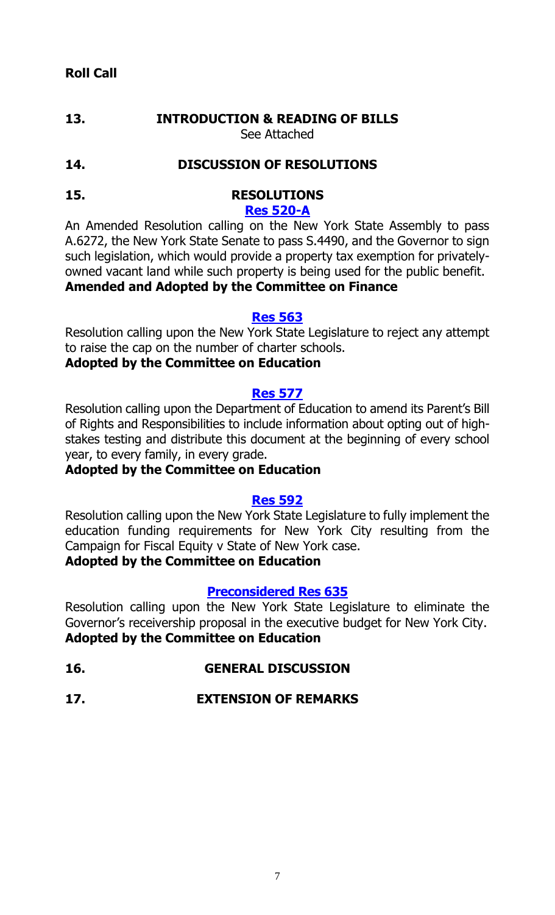**Roll Call**

## 13. INTRODUCTION & READING OF BILLS

See Attached

## 14. DISCUSSION OF RESOLUTIONS

## 15. RESOLUTIONS

**Res 520-A**

An Amended Resolution calling on the New York State Assembly to pass A.6272, the New York State Senate to pass S.4490, and the Governor to sign such legislation, which would provide a property tax exemption for privately-owned vacant land while such property is being used for the public benefit.

**Amended and Adopted by the Committee on Finance**

**Res 563**

Resolution calling upon the New York State Legislature to reject any attempt to raise the cap on the number of charter schools.

**Adopted by the Committee on Education**

**Res 577**

Resolution calling upon the Department of Education to amend its Parent's Bill of Rights and Responsibilities to include information about opting out of high-stakes testing and distribute this document at the beginning of every school year, to every family, in every grade.

**Adopted by the Committee on Education**

**Res 592**

Resolution calling upon the New York State Legislature to fully implement the education funding requirements for New York City resulting from the Campaign for Fiscal Equity v State of New York case.

**Adopted by the Committee on Education**

**Preconsidered Res 635**

Resolution calling upon the New York State Legislature to eliminate the Governor's receivership proposal in the executive budget for New York City.

**Adopted by the Committee on Education**

## 16. GENERAL DISCUSSION

## 17. EXTENSION OF REMARKS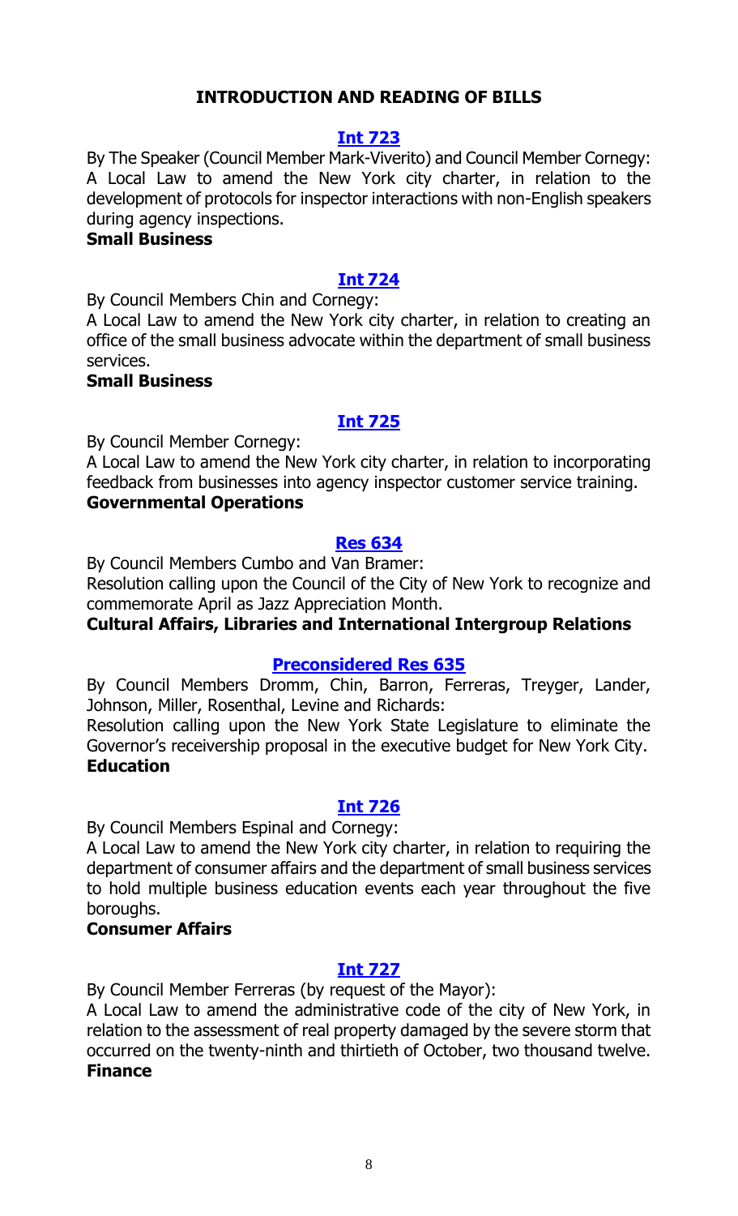## INTRODUCTION AND READING OF BILLS

### [Int 723](#)

By The Speaker (Council Member Mark-Viverito) and Council Member Cornegy:
A Local Law to amend the New York city charter, in relation to the development of protocols for inspector interactions with non-English speakers during agency inspections.

**Small Business**

### [Int 724](#)

By Council Members Chin and Cornegy:
A Local Law to amend the New York city charter, in relation to creating an office of the small business advocate within the department of small business services.

**Small Business**

### [Int 725](#)

By Council Member Cornegy:
A Local Law to amend the New York city charter, in relation to incorporating feedback from businesses into agency inspector customer service training.

**Governmental Operations**

### [Res 634](#)

By Council Members Cumbo and Van Bramer:
Resolution calling upon the Council of the City of New York to recognize and commemorate April as Jazz Appreciation Month.

**Cultural Affairs, Libraries and International Intergroup Relations**

### [Preconsidered Res 635](#)

By Council Members Dromm, Chin, Barron, Ferreras, Treyger, Lander, Johnson, Miller, Rosenthal, Levine and Richards:
Resolution calling upon the New York State Legislature to eliminate the Governor's receivership proposal in the executive budget for New York City.

**Education**

### [Int 726](#)

By Council Members Espinal and Cornegy:
A Local Law to amend the New York city charter, in relation to requiring the department of consumer affairs and the department of small business services to hold multiple business education events each year throughout the five boroughs.

**Consumer Affairs**

### [Int 727](#)

By Council Member Ferreras (by request of the Mayor):
A Local Law to amend the administrative code of the city of New York, in relation to the assessment of real property damaged by the severe storm that occurred on the twenty-ninth and thirtieth of October, two thousand twelve.

**Finance**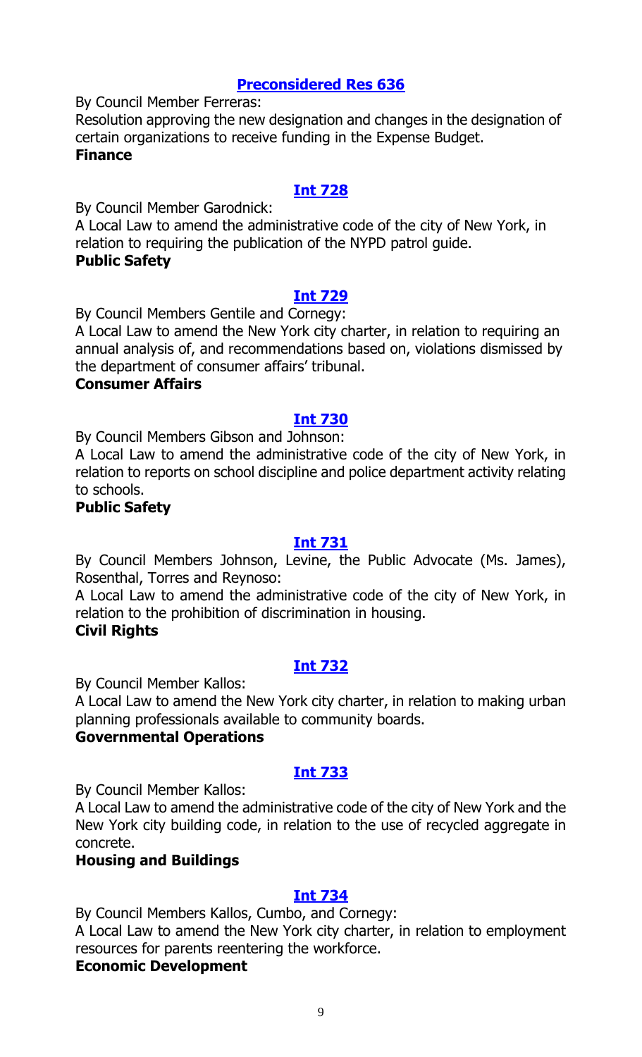### Preconsidered Res 636

By Council Member Ferreras:

Resolution approving the new designation and changes in the designation of certain organizations to receive funding in the Expense Budget.

**Finance**

### Int 728

By Council Member Garodnick:

A Local Law to amend the administrative code of the city of New York, in relation to requiring the publication of the NYPD patrol guide.

**Public Safety**

### Int 729

By Council Members Gentile and Cornegy:

A Local Law to amend the New York city charter, in relation to requiring an annual analysis of, and recommendations based on, violations dismissed by the department of consumer affairs' tribunal.

**Consumer Affairs**

### Int 730

By Council Members Gibson and Johnson:

A Local Law to amend the administrative code of the city of New York, in relation to reports on school discipline and police department activity relating to schools.

**Public Safety**

### Int 731

By Council Members Johnson, Levine, the Public Advocate (Ms. James), Rosenthal, Torres and Reynoso:

A Local Law to amend the administrative code of the city of New York, in relation to the prohibition of discrimination in housing.

**Civil Rights**

### Int 732

By Council Member Kallos:

A Local Law to amend the New York city charter, in relation to making urban planning professionals available to community boards.

**Governmental Operations**

### Int 733

By Council Member Kallos:

A Local Law to amend the administrative code of the city of New York and the New York city building code, in relation to the use of recycled aggregate in concrete.

**Housing and Buildings**

### Int 734

By Council Members Kallos, Cumbo, and Cornegy:

A Local Law to amend the New York city charter, in relation to employment resources for parents reentering the workforce.

**Economic Development**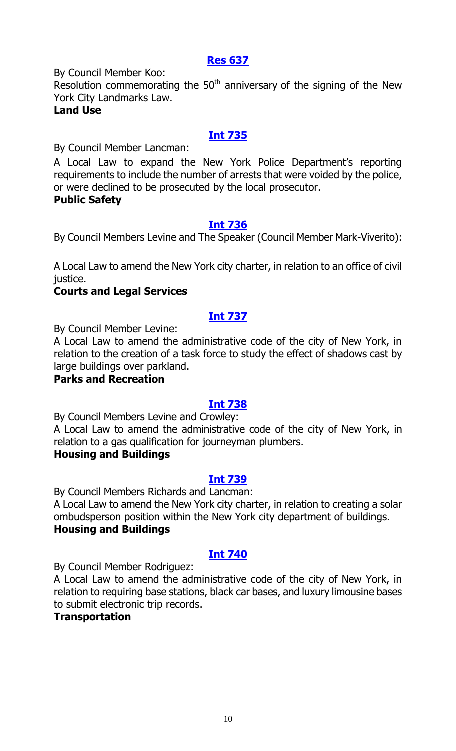**Res 637**

By Council Member Koo:

Resolution commemorating the 50th anniversary of the signing of the New York City Landmarks Law.

**Land Use**

**Int 735**

By Council Member Lancman:

A Local Law to expand the New York Police Department's reporting requirements to include the number of arrests that were voided by the police, or were declined to be prosecuted by the local prosecutor.

**Public Safety**

**Int 736**

By Council Members Levine and The Speaker (Council Member Mark-Viverito):

A Local Law to amend the New York city charter, in relation to an office of civil justice.

**Courts and Legal Services**

**Int 737**

By Council Member Levine:

A Local Law to amend the administrative code of the city of New York, in relation to the creation of a task force to study the effect of shadows cast by large buildings over parkland.

**Parks and Recreation**

**Int 738**

By Council Members Levine and Crowley:

A Local Law to amend the administrative code of the city of New York, in relation to a gas qualification for journeyman plumbers.

**Housing and Buildings**

**Int 739**

By Council Members Richards and Lancman:

A Local Law to amend the New York city charter, in relation to creating a solar ombudsperson position within the New York city department of buildings.

**Housing and Buildings**

**Int 740**

By Council Member Rodriguez:

A Local Law to amend the administrative code of the city of New York, in relation to requiring base stations, black car bases, and luxury limousine bases to submit electronic trip records.

**Transportation**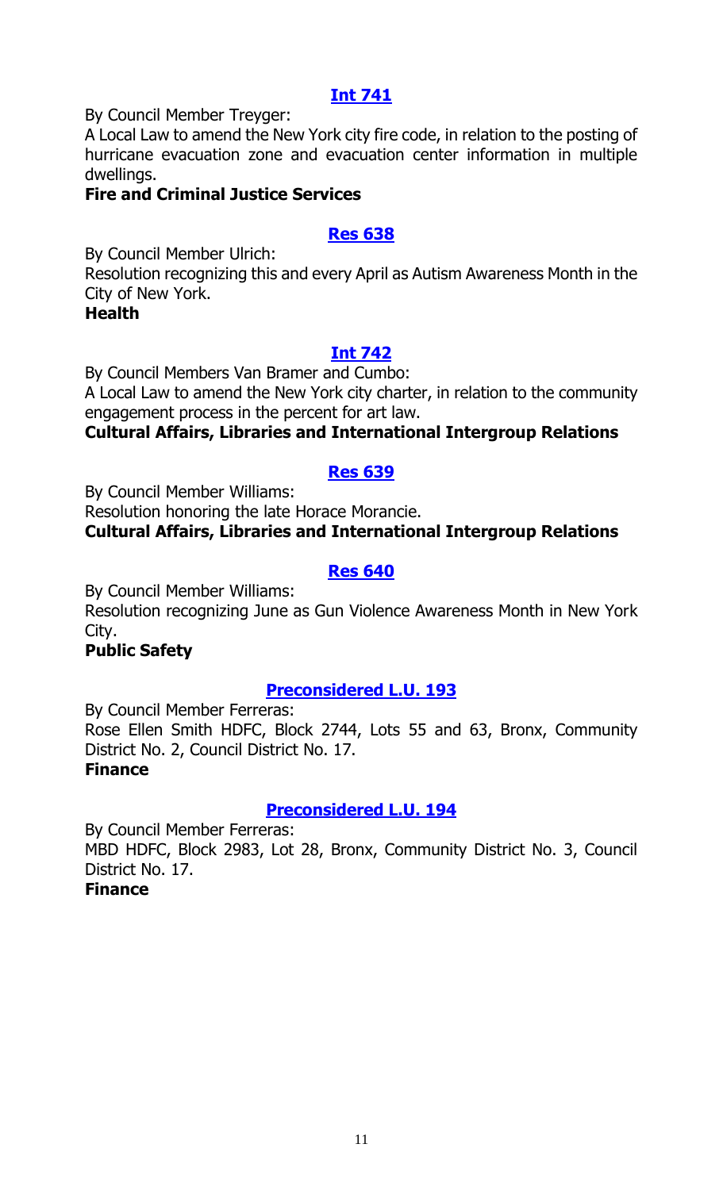### Int 741

By Council Member Treyger:

A Local Law to amend the New York city fire code, in relation to the posting of hurricane evacuation zone and evacuation center information in multiple dwellings.

**Fire and Criminal Justice Services**

### Res 638

By Council Member Ulrich:

Resolution recognizing this and every April as Autism Awareness Month in the City of New York.

**Health**

### Int 742

By Council Members Van Bramer and Cumbo:

A Local Law to amend the New York city charter, in relation to the community engagement process in the percent for art law.

**Cultural Affairs, Libraries and International Intergroup Relations**

### Res 639

By Council Member Williams:

Resolution honoring the late Horace Morancie.

**Cultural Affairs, Libraries and International Intergroup Relations**

### Res 640

By Council Member Williams:

Resolution recognizing June as Gun Violence Awareness Month in New York City.

**Public Safety**

### Preconsidered L.U. 193

By Council Member Ferreras:

Rose Ellen Smith HDFC, Block 2744, Lots 55 and 63, Bronx, Community District No. 2, Council District No. 17.

**Finance**

### Preconsidered L.U. 194

By Council Member Ferreras:

MBD HDFC, Block 2983, Lot 28, Bronx, Community District No. 3, Council District No. 17.

**Finance**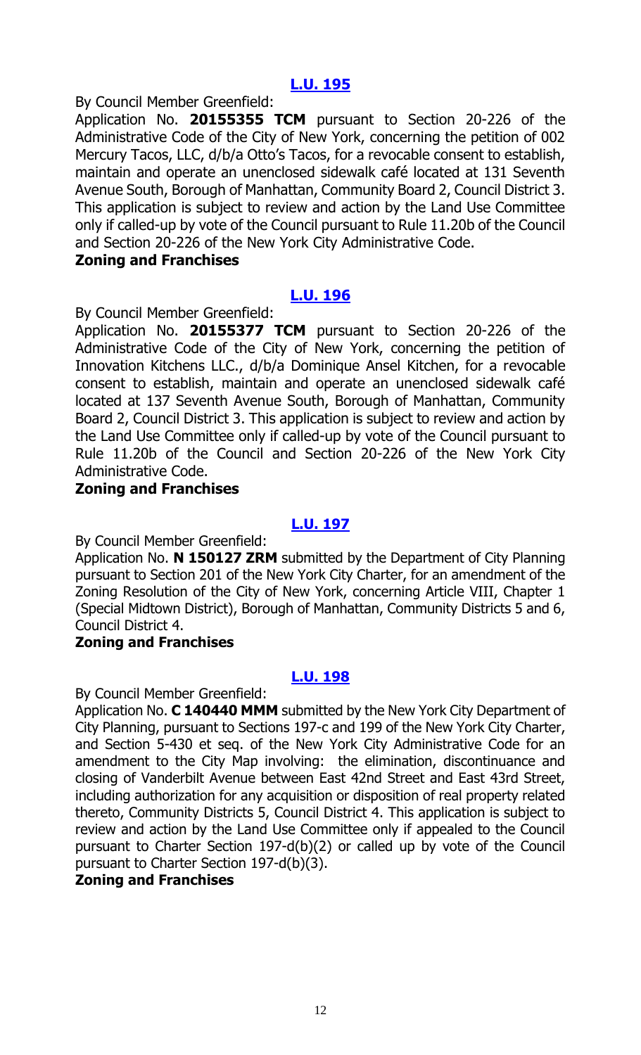## [L.U. 195](#)

By Council Member Greenfield:

Application No. **20155355 TCM** pursuant to Section 20-226 of the Administrative Code of the City of New York, concerning the petition of 002 Mercury Tacos, LLC, d/b/a Otto's Tacos, for a revocable consent to establish, maintain and operate an unenclosed sidewalk café located at 131 Seventh Avenue South, Borough of Manhattan, Community Board 2, Council District 3. This application is subject to review and action by the Land Use Committee only if called-up by vote of the Council pursuant to Rule 11.20b of the Council and Section 20-226 of the New York City Administrative Code.

**Zoning and Franchises**

## [L.U. 196](#)

By Council Member Greenfield:

Application No. **20155377 TCM** pursuant to Section 20-226 of the Administrative Code of the City of New York, concerning the petition of Innovation Kitchens LLC., d/b/a Dominique Ansel Kitchen, for a revocable consent to establish, maintain and operate an unenclosed sidewalk café located at 137 Seventh Avenue South, Borough of Manhattan, Community Board 2, Council District 3. This application is subject to review and action by the Land Use Committee only if called-up by vote of the Council pursuant to Rule 11.20b of the Council and Section 20-226 of the New York City Administrative Code.

**Zoning and Franchises**

## [L.U. 197](#)

By Council Member Greenfield:

Application No. **N 150127 ZRM** submitted by the Department of City Planning pursuant to Section 201 of the New York City Charter, for an amendment of the Zoning Resolution of the City of New York, concerning Article VIII, Chapter 1 (Special Midtown District), Borough of Manhattan, Community Districts 5 and 6, Council District 4.

**Zoning and Franchises**

## [L.U. 198](#)

By Council Member Greenfield:

Application No. **C 140440 MMM** submitted by the New York City Department of City Planning, pursuant to Sections 197-c and 199 of the New York City Charter, and Section 5-430 et seq. of the New York City Administrative Code for an amendment to the City Map involving: the elimination, discontinuance and closing of Vanderbilt Avenue between East 42nd Street and East 43rd Street, including authorization for any acquisition or disposition of real property related thereto, Community Districts 5, Council District 4. This application is subject to review and action by the Land Use Committee only if appealed to the Council pursuant to Charter Section 197-d(b)(2) or called up by vote of the Council pursuant to Charter Section 197-d(b)(3).

**Zoning and Franchises**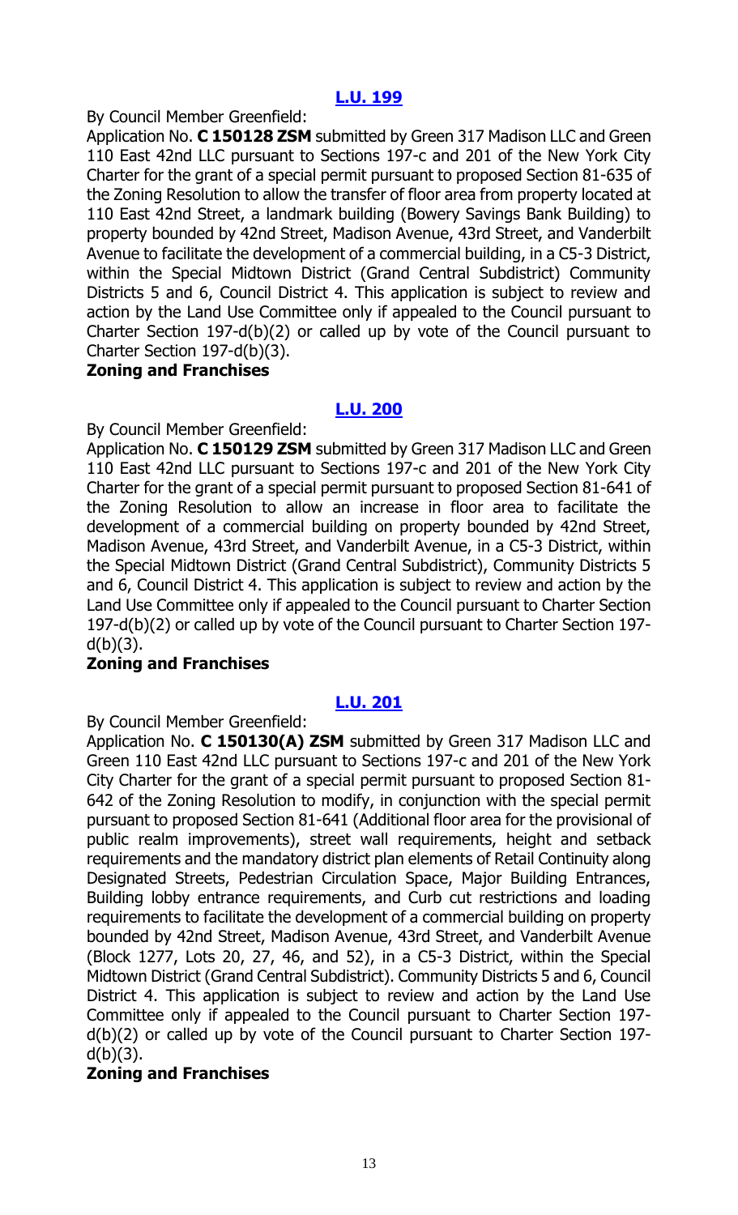## [L.U. 199]()

By Council Member Greenfield:

Application No. **C 150128 ZSM** submitted by Green 317 Madison LLC and Green 110 East 42nd LLC pursuant to Sections 197-c and 201 of the New York City Charter for the grant of a special permit pursuant to proposed Section 81-635 of the Zoning Resolution to allow the transfer of floor area from property located at 110 East 42nd Street, a landmark building (Bowery Savings Bank Building) to property bounded by 42nd Street, Madison Avenue, 43rd Street, and Vanderbilt Avenue to facilitate the development of a commercial building, in a C5-3 District, within the Special Midtown District (Grand Central Subdistrict) Community Districts 5 and 6, Council District 4. This application is subject to review and action by the Land Use Committee only if appealed to the Council pursuant to Charter Section 197-d(b)(2) or called up by vote of the Council pursuant to Charter Section 197-d(b)(3).

**Zoning and Franchises**

## [L.U. 200]()

By Council Member Greenfield:

Application No. **C 150129 ZSM** submitted by Green 317 Madison LLC and Green 110 East 42nd LLC pursuant to Sections 197-c and 201 of the New York City Charter for the grant of a special permit pursuant to proposed Section 81-641 of the Zoning Resolution to allow an increase in floor area to facilitate the development of a commercial building on property bounded by 42nd Street, Madison Avenue, 43rd Street, and Vanderbilt Avenue, in a C5-3 District, within the Special Midtown District (Grand Central Subdistrict), Community Districts 5 and 6, Council District 4. This application is subject to review and action by the Land Use Committee only if appealed to the Council pursuant to Charter Section 197-d(b)(2) or called up by vote of the Council pursuant to Charter Section 197-d(b)(3).

**Zoning and Franchises**

## [L.U. 201]()

By Council Member Greenfield:

Application No. **C 150130(A) ZSM** submitted by Green 317 Madison LLC and Green 110 East 42nd LLC pursuant to Sections 197-c and 201 of the New York City Charter for the grant of a special permit pursuant to proposed Section 81-642 of the Zoning Resolution to modify, in conjunction with the special permit pursuant to proposed Section 81-641 (Additional floor area for the provisional of public realm improvements), street wall requirements, height and setback requirements and the mandatory district plan elements of Retail Continuity along Designated Streets, Pedestrian Circulation Space, Major Building Entrances, Building lobby entrance requirements, and Curb cut restrictions and loading requirements to facilitate the development of a commercial building on property bounded by 42nd Street, Madison Avenue, 43rd Street, and Vanderbilt Avenue (Block 1277, Lots 20, 27, 46, and 52), in a C5-3 District, within the Special Midtown District (Grand Central Subdistrict). Community Districts 5 and 6, Council District 4. This application is subject to review and action by the Land Use Committee only if appealed to the Council pursuant to Charter Section 197-d(b)(2) or called up by vote of the Council pursuant to Charter Section 197-d(b)(3).

**Zoning and Franchises**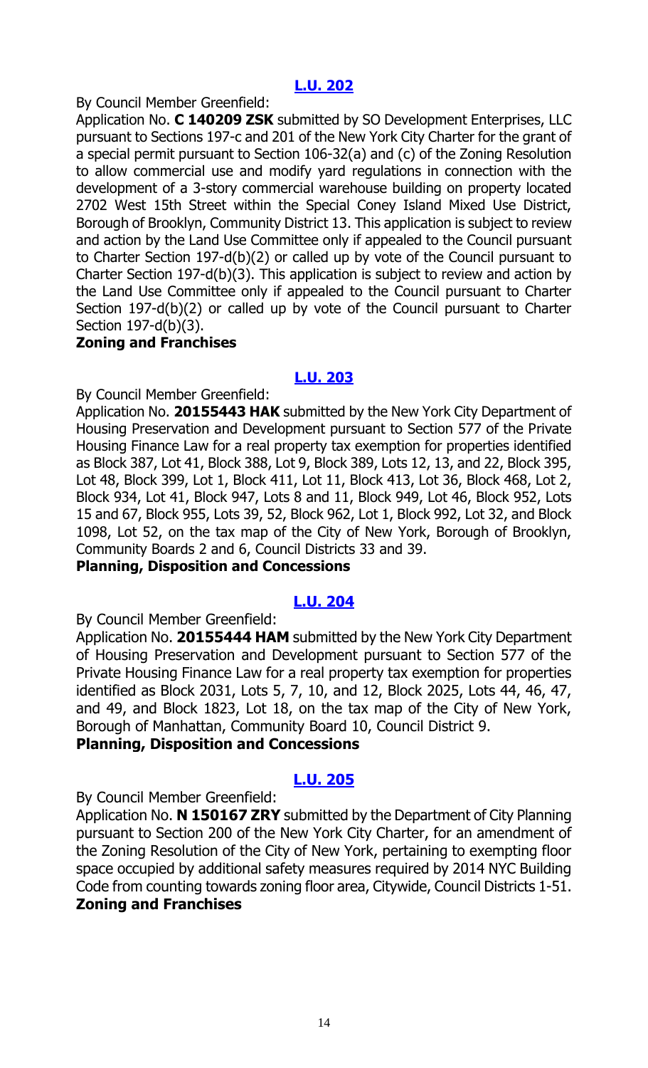## [L.U. 202]

By Council Member Greenfield:

Application No. **C 140209 ZSK** submitted by SO Development Enterprises, LLC pursuant to Sections 197-c and 201 of the New York City Charter for the grant of a special permit pursuant to Section 106-32(a) and (c) of the Zoning Resolution to allow commercial use and modify yard regulations in connection with the development of a 3-story commercial warehouse building on property located 2702 West 15th Street within the Special Coney Island Mixed Use District, Borough of Brooklyn, Community District 13. This application is subject to review and action by the Land Use Committee only if appealed to the Council pursuant to Charter Section 197-d(b)(2) or called up by vote of the Council pursuant to Charter Section 197-d(b)(3). This application is subject to review and action by the Land Use Committee only if appealed to the Council pursuant to Charter Section 197-d(b)(2) or called up by vote of the Council pursuant to Charter Section 197-d(b)(3).

**Zoning and Franchises**

## [L.U. 203]

By Council Member Greenfield:

Application No. **20155443 HAK** submitted by the New York City Department of Housing Preservation and Development pursuant to Section 577 of the Private Housing Finance Law for a real property tax exemption for properties identified as Block 387, Lot 41, Block 388, Lot 9, Block 389, Lots 12, 13, and 22, Block 395, Lot 48, Block 399, Lot 1, Block 411, Lot 11, Block 413, Lot 36, Block 468, Lot 2, Block 934, Lot 41, Block 947, Lots 8 and 11, Block 949, Lot 46, Block 952, Lots 15 and 67, Block 955, Lots 39, 52, Block 962, Lot 1, Block 992, Lot 32, and Block 1098, Lot 52, on the tax map of the City of New York, Borough of Brooklyn, Community Boards 2 and 6, Council Districts 33 and 39.

**Planning, Disposition and Concessions**

## [L.U. 204]

By Council Member Greenfield:

Application No. **20155444 HAM** submitted by the New York City Department of Housing Preservation and Development pursuant to Section 577 of the Private Housing Finance Law for a real property tax exemption for properties identified as Block 2031, Lots 5, 7, 10, and 12, Block 2025, Lots 44, 46, 47, and 49, and Block 1823, Lot 18, on the tax map of the City of New York, Borough of Manhattan, Community Board 10, Council District 9.

**Planning, Disposition and Concessions**

## [L.U. 205]

By Council Member Greenfield:

Application No. **N 150167 ZRY** submitted by the Department of City Planning pursuant to Section 200 of the New York City Charter, for an amendment of the Zoning Resolution of the City of New York, pertaining to exempting floor space occupied by additional safety measures required by 2014 NYC Building Code from counting towards zoning floor area, Citywide, Council Districts 1-51.

**Zoning and Franchises**